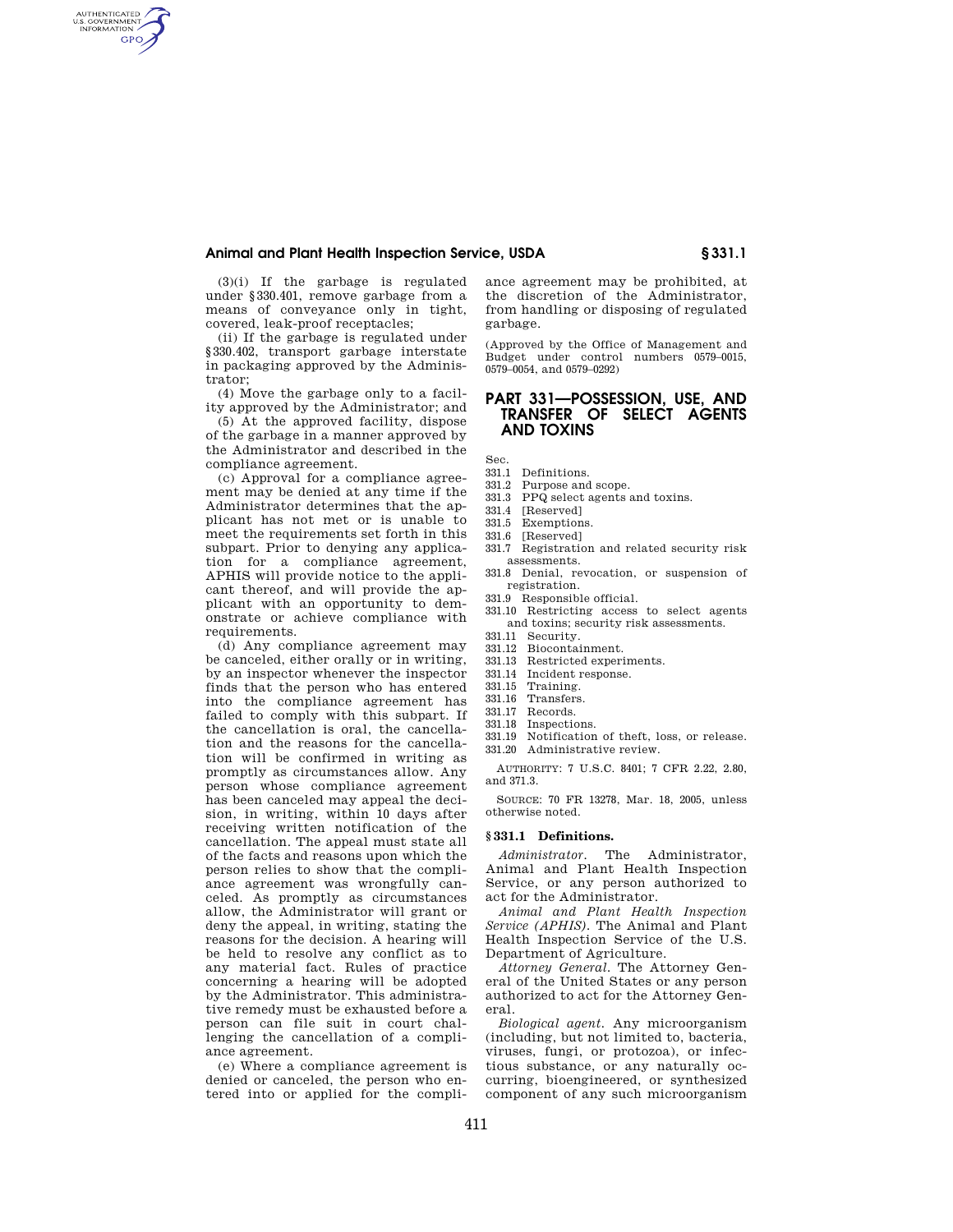(3)(i) If the garbage is regulated under §330.401, remove garbage from a means of conveyance only in tight, covered, leak-proof receptacles;

(ii) If the garbage is regulated under §330.402, transport garbage interstate in packaging approved by the Administrator;

(4) Move the garbage only to a facility approved by the Administrator; and

(5) At the approved facility, dispose of the garbage in a manner approved by the Administrator and described in the compliance agreement.

(c) Approval for a compliance agreement may be denied at any time if the Administrator determines that the applicant has not met or is unable to meet the requirements set forth in this subpart. Prior to denying any application for a compliance agreement, APHIS will provide notice to the applicant thereof, and will provide the applicant with an opportunity to demonstrate or achieve compliance with requirements.

(d) Any compliance agreement may be canceled, either orally or in writing, by an inspector whenever the inspector finds that the person who has entered into the compliance agreement has failed to comply with this subpart. If the cancellation is oral, the cancellation and the reasons for the cancellation will be confirmed in writing as promptly as circumstances allow. Any person whose compliance agreement has been canceled may appeal the decision, in writing, within 10 days after receiving written notification of the cancellation. The appeal must state all of the facts and reasons upon which the person relies to show that the compliance agreement was wrongfully canceled. As promptly as circumstances allow, the Administrator will grant or deny the appeal, in writing, stating the reasons for the decision. A hearing will be held to resolve any conflict as to any material fact. Rules of practice concerning a hearing will be adopted by the Administrator. This administrative remedy must be exhausted before a person can file suit in court challenging the cancellation of a compliance agreement.

(e) Where a compliance agreement is denied or canceled, the person who entered into or applied for the compliance agreement may be prohibited, at the discretion of the Administrator, from handling or disposing of regulated garbage.

(Approved by the Office of Management and Budget under control numbers 0579–0015, 0579–0054, and 0579–0292)

# PART 331—POSSESSION, USE, AND TRANSFER OF SELECT AGENTS AND TOXINS

Sec.
331.1 Definitions.
331.2 Purpose and scope.
331.3 PPQ select agents and toxins.
331.4 [Reserved]
331.5 Exemptions.
331.6 [Reserved]
331.7 Registration and related security risk assessments.
331.8 Denial, revocation, or suspension of registration.
331.9 Responsible official.
331.10 Restricting access to select agents and toxins; security risk assessments.
331.11 Security.
331.12 Biocontainment.
331.13 Restricted experiments.
331.14 Incident response.
331.15 Training.
331.16 Transfers.
331.17 Records.
331.18 Inspections.
331.19 Notification of theft, loss, or release.
331.20 Administrative review.

AUTHORITY: 7 U.S.C. 8401; 7 CFR 2.22, 2.80, and 371.3.

SOURCE: 70 FR 13278, Mar. 18, 2005, unless otherwise noted.

## § 331.1 Definitions.

*Administrator.* The Administrator, Animal and Plant Health Inspection Service, or any person authorized to act for the Administrator.

*Animal and Plant Health Inspection Service (APHIS).* The Animal and Plant Health Inspection Service of the U.S. Department of Agriculture.

*Attorney General.* The Attorney General of the United States or any person authorized to act for the Attorney General.

*Biological agent.* Any microorganism (including, but not limited to, bacteria, viruses, fungi, or protozoa), or infectious substance, or any naturally occurring, bioengineered, or synthesized component of any such microorganism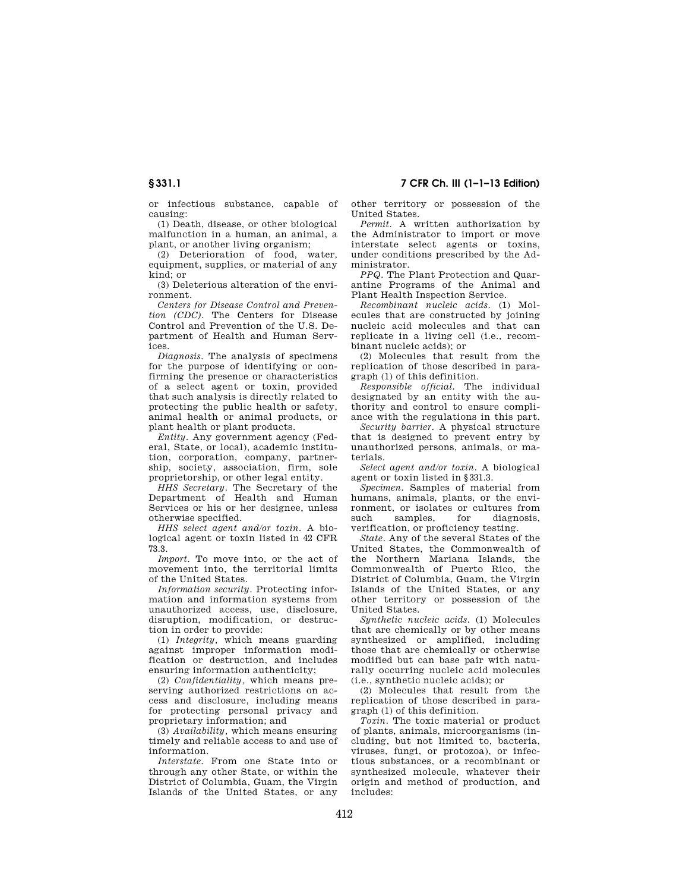or infectious substance, capable of causing:

(1) Death, disease, or other biological malfunction in a human, an animal, a plant, or another living organism;

(2) Deterioration of food, water, equipment, supplies, or material of any kind; or

(3) Deleterious alteration of the environment.

*Centers for Disease Control and Prevention (CDC).* The Centers for Disease Control and Prevention of the U.S. Department of Health and Human Services.

*Diagnosis.* The analysis of specimens for the purpose of identifying or confirming the presence or characteristics of a select agent or toxin, provided that such analysis is directly related to protecting the public health or safety, animal health or animal products, or plant health or plant products.

*Entity.* Any government agency (Federal, State, or local), academic institution, corporation, company, partnership, society, association, firm, sole proprietorship, or other legal entity.

*HHS Secretary.* The Secretary of the Department of Health and Human Services or his or her designee, unless otherwise specified.

*HHS select agent and/or toxin.* A biological agent or toxin listed in 42 CFR 73.3.

*Import.* To move into, or the act of movement into, the territorial limits of the United States.

*Information security.* Protecting information and information systems from unauthorized access, use, disclosure, disruption, modification, or destruction in order to provide:

(1) *Integrity,* which means guarding against improper information modification or destruction, and includes ensuring information authenticity;

(2) *Confidentiality,* which means preserving authorized restrictions on access and disclosure, including means for protecting personal privacy and proprietary information; and

(3) *Availability,* which means ensuring timely and reliable access to and use of information.

*Interstate.* From one State into or through any other State, or within the District of Columbia, Guam, the Virgin Islands of the United States, or any other territory or possession of the United States.

*Permit.* A written authorization by the Administrator to import or move interstate select agents or toxins, under conditions prescribed by the Administrator.

*PPQ.* The Plant Protection and Quarantine Programs of the Animal and Plant Health Inspection Service.

*Recombinant nucleic acids.* (1) Molecules that are constructed by joining nucleic acid molecules and that can replicate in a living cell (i.e., recombinant nucleic acids); or

(2) Molecules that result from the replication of those described in paragraph (1) of this definition.

*Responsible official.* The individual designated by an entity with the authority and control to ensure compliance with the regulations in this part.

*Security barrier.* A physical structure that is designed to prevent entry by unauthorized persons, animals, or materials.

*Select agent and/or toxin.* A biological agent or toxin listed in §331.3.

*Specimen.* Samples of material from humans, animals, plants, or the environment, or isolates or cultures from such samples, for diagnosis, verification, or proficiency testing.

*State.* Any of the several States of the United States, the Commonwealth of the Northern Mariana Islands, the Commonwealth of Puerto Rico, the District of Columbia, Guam, the Virgin Islands of the United States, or any other territory or possession of the United States.

*Synthetic nucleic acids.* (1) Molecules that are chemically or by other means synthesized or amplified, including those that are chemically or otherwise modified but can base pair with naturally occurring nucleic acid molecules (i.e., synthetic nucleic acids); or

(2) Molecules that result from the replication of those described in paragraph (1) of this definition.

*Toxin.* The toxic material or product of plants, animals, microorganisms (including, but not limited to, bacteria, viruses, fungi, or protozoa), or infectious substances, or a recombinant or synthesized molecule, whatever their origin and method of production, and includes: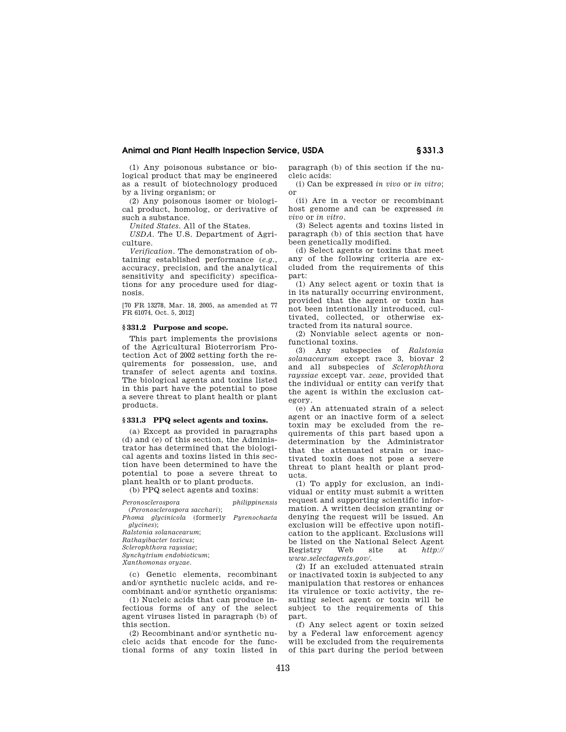(1) Any poisonous substance or biological product that may be engineered as a result of biotechnology produced by a living organism; or

(2) Any poisonous isomer or biological product, homolog, or derivative of such a substance.

*United States*. All of the States.

*USDA*. The U.S. Department of Agriculture.

*Verification*. The demonstration of obtaining established performance (*e.g.*, accuracy, precision, and the analytical sensitivity and specificity) specifications for any procedure used for diagnosis.

[70 FR 13278, Mar. 18, 2005, as amended at 77 FR 61074, Oct. 5, 2012]

## § 331.2 Purpose and scope.

This part implements the provisions of the Agricultural Bioterrorism Protection Act of 2002 setting forth the requirements for possession, use, and transfer of select agents and toxins. The biological agents and toxins listed in this part have the potential to pose a severe threat to plant health or plant products.

## § 331.3 PPQ select agents and toxins.

(a) Except as provided in paragraphs (d) and (e) of this section, the Administrator has determined that the biological agents and toxins listed in this section have been determined to have the potential to pose a severe threat to plant health or to plant products.

(b) PPQ select agents and toxins:

*Peronosclerospora philippinensis* (*Peronosclerospora sacchari*);
*Phoma glycinicola* (formerly *Pyrenochaeta glycines*);
*Ralstonia solanacearum*;
*Rathayibacter toxicus*;
*Sclerophthora rayssiae*;
*Synchytrium endobioticum*;
*Xanthomonas oryzae*.

(c) Genetic elements, recombinant and/or synthetic nucleic acids, and recombinant and/or synthetic organisms:

(1) Nucleic acids that can produce infectious forms of any of the select agent viruses listed in paragraph (b) of this section.

(2) Recombinant and/or synthetic nucleic acids that encode for the functional forms of any toxin listed in paragraph (b) of this section if the nucleic acids:

(i) Can be expressed *in vivo* or *in vitro*; or

(ii) Are in a vector or recombinant host genome and can be expressed *in vivo* or *in vitro*.

(3) Select agents and toxins listed in paragraph (b) of this section that have been genetically modified.

(d) Select agents or toxins that meet any of the following criteria are excluded from the requirements of this part:

(1) Any select agent or toxin that is in its naturally occurring environment, provided that the agent or toxin has not been intentionally introduced, cultivated, collected, or otherwise extracted from its natural source.

(2) Nonviable select agents or nonfunctional toxins.

(3) Any subspecies of *Ralstonia solanacearum* except race 3, biovar 2 and all subspecies of *Sclerophthora rayssiae* except var. *zeae*, provided that the individual or entity can verify that the agent is within the exclusion category.

(e) An attenuated strain of a select agent or an inactive form of a select toxin may be excluded from the requirements of this part based upon a determination by the Administrator that the attenuated strain or inactivated toxin does not pose a severe threat to plant health or plant products.

(1) To apply for exclusion, an individual or entity must submit a written request and supporting scientific information. A written decision granting or denying the request will be issued. An exclusion will be effective upon notification to the applicant. Exclusions will be listed on the National Select Agent Registry Web site at *http://www.selectagents.gov/*.

(2) If an excluded attenuated strain or inactivated toxin is subjected to any manipulation that restores or enhances its virulence or toxic activity, the resulting select agent or toxin will be subject to the requirements of this part.

(f) Any select agent or toxin seized by a Federal law enforcement agency will be excluded from the requirements of this part during the period between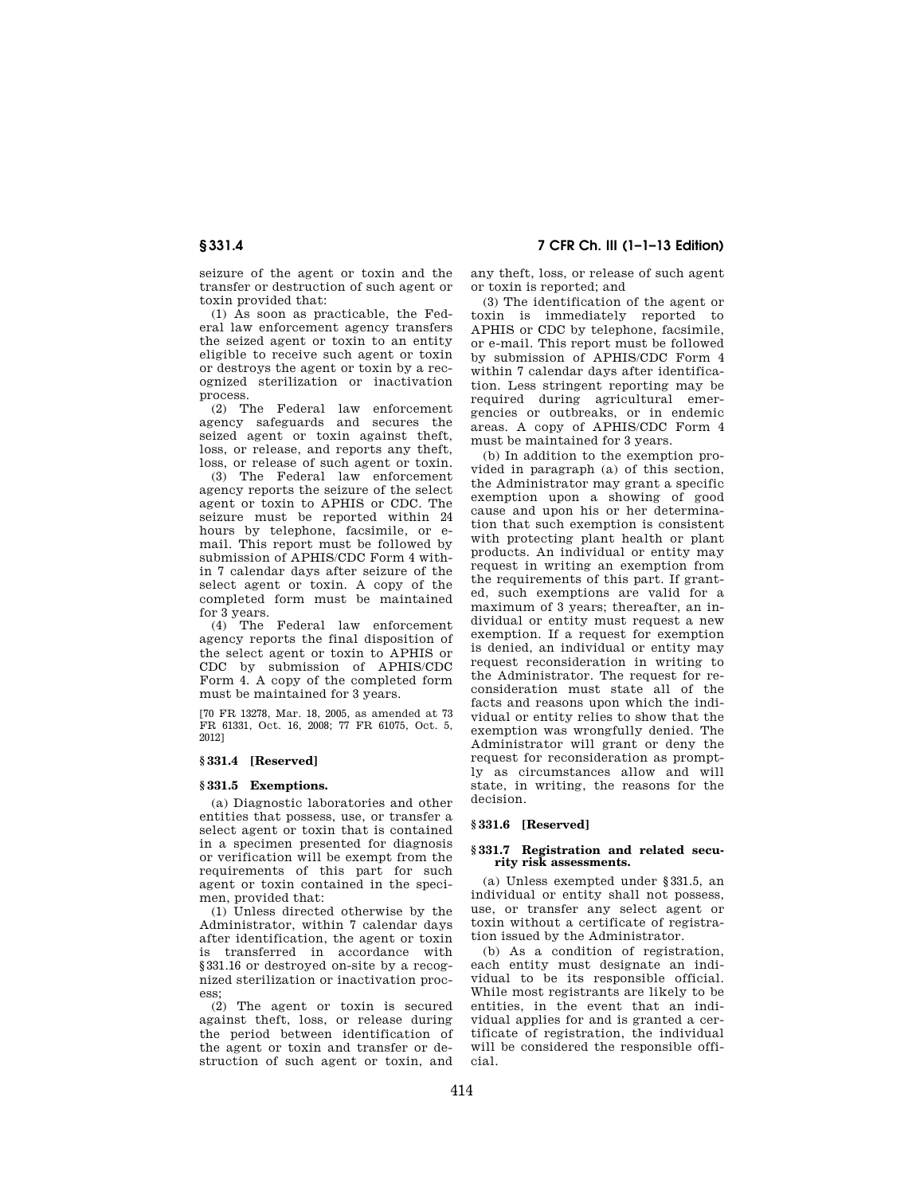seizure of the agent or toxin and the transfer or destruction of such agent or toxin provided that:

(1) As soon as practicable, the Federal law enforcement agency transfers the seized agent or toxin to an entity eligible to receive such agent or toxin or destroys the agent or toxin by a recognized sterilization or inactivation process.

(2) The Federal law enforcement agency safeguards and secures the seized agent or toxin against theft, loss, or release, and reports any theft, loss, or release of such agent or toxin.

(3) The Federal law enforcement agency reports the seizure of the select agent or toxin to APHIS or CDC. The seizure must be reported within 24 hours by telephone, facsimile, or e-mail. This report must be followed by submission of APHIS/CDC Form 4 within 7 calendar days after seizure of the select agent or toxin. A copy of the completed form must be maintained for 3 years.

(4) The Federal law enforcement agency reports the final disposition of the select agent or toxin to APHIS or CDC by submission of APHIS/CDC Form 4. A copy of the completed form must be maintained for 3 years.

[70 FR 13278, Mar. 18, 2005, as amended at 73 FR 61331, Oct. 16, 2008; 77 FR 61075, Oct. 5, 2012]

## § 331.4 [Reserved]

## § 331.5 Exemptions.

(a) Diagnostic laboratories and other entities that possess, use, or transfer a select agent or toxin that is contained in a specimen presented for diagnosis or verification will be exempt from the requirements of this part for such agent or toxin contained in the specimen, provided that:

(1) Unless directed otherwise by the Administrator, within 7 calendar days after identification, the agent or toxin is transferred in accordance with §331.16 or destroyed on-site by a recognized sterilization or inactivation process;

(2) The agent or toxin is secured against theft, loss, or release during the period between identification of the agent or toxin and transfer or destruction of such agent or toxin, and any theft, loss, or release of such agent or toxin is reported; and

(3) The identification of the agent or toxin is immediately reported to APHIS or CDC by telephone, facsimile, or e-mail. This report must be followed by submission of APHIS/CDC Form 4 within 7 calendar days after identification. Less stringent reporting may be required during agricultural emergencies or outbreaks, or in endemic areas. A copy of APHIS/CDC Form 4 must be maintained for 3 years.

(b) In addition to the exemption provided in paragraph (a) of this section, the Administrator may grant a specific exemption upon a showing of good cause and upon his or her determination that such exemption is consistent with protecting plant health or plant products. An individual or entity may request in writing an exemption from the requirements of this part. If granted, such exemptions are valid for a maximum of 3 years; thereafter, an individual or entity must request a new exemption. If a request for exemption is denied, an individual or entity may request reconsideration in writing to the Administrator. The request for reconsideration must state all of the facts and reasons upon which the individual or entity relies to show that the exemption was wrongfully denied. The Administrator will grant or deny the request for reconsideration as promptly as circumstances allow and will state, in writing, the reasons for the decision.

## § 331.6 [Reserved]

## § 331.7 Registration and related security risk assessments.

(a) Unless exempted under §331.5, an individual or entity shall not possess, use, or transfer any select agent or toxin without a certificate of registration issued by the Administrator.

(b) As a condition of registration, each entity must designate an individual to be its responsible official. While most registrants are likely to be entities, in the event that an individual applies for and is granted a certificate of registration, the individual will be considered the responsible official.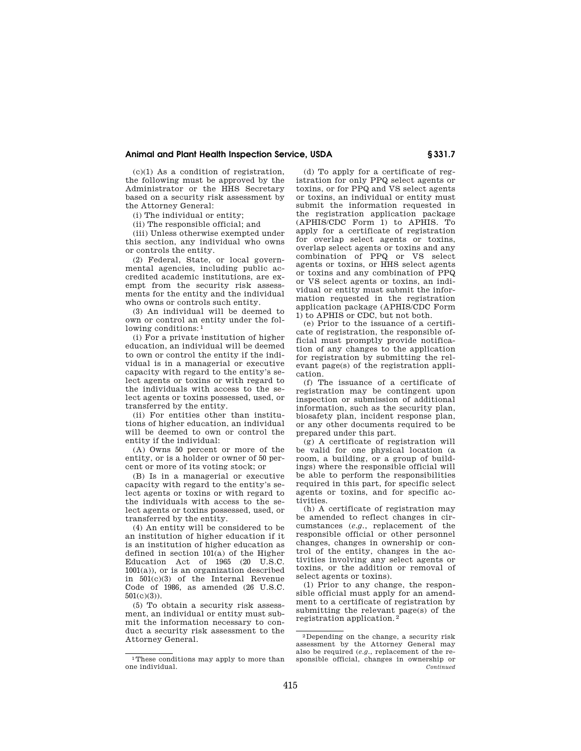(c)(1) As a condition of registration, the following must be approved by the Administrator or the HHS Secretary based on a security risk assessment by the Attorney General:

(i) The individual or entity;

(ii) The responsible official; and

(iii) Unless otherwise exempted under this section, any individual who owns or controls the entity.

(2) Federal, State, or local governmental agencies, including public accredited academic institutions, are exempt from the security risk assessments for the entity and the individual who owns or controls such entity.

(3) An individual will be deemed to own or control an entity under the following conditions:[1]

(i) For a private institution of higher education, an individual will be deemed to own or control the entity if the individual is in a managerial or executive capacity with regard to the entity's select agents or toxins or with regard to the individuals with access to the select agents or toxins possessed, used, or transferred by the entity.

(ii) For entities other than institutions of higher education, an individual will be deemed to own or control the entity if the individual:

(A) Owns 50 percent or more of the entity, or is a holder or owner of 50 percent or more of its voting stock; or

(B) Is in a managerial or executive capacity with regard to the entity's select agents or toxins or with regard to the individuals with access to the select agents or toxins possessed, used, or transferred by the entity.

(4) An entity will be considered to be an institution of higher education if it is an institution of higher education as defined in section 101(a) of the Higher Education Act of 1965 (20 U.S.C. 1001(a)), or is an organization described in 501(c)(3) of the Internal Revenue Code of 1986, as amended (26 U.S.C. 501(c)(3)).

(5) To obtain a security risk assessment, an individual or entity must submit the information necessary to conduct a security risk assessment to the Attorney General.

(d) To apply for a certificate of registration for only PPQ select agents or toxins, or for PPQ and VS select agents or toxins, an individual or entity must submit the information requested in the registration application package (APHIS/CDC Form 1) to APHIS. To apply for a certificate of registration for overlap select agents or toxins, overlap select agents or toxins and any combination of PPQ or VS select agents or toxins, or HHS select agents or toxins and any combination of PPQ or VS select agents or toxins, an individual or entity must submit the information requested in the registration application package (APHIS/CDC Form 1) to APHIS or CDC, but not both.

(e) Prior to the issuance of a certificate of registration, the responsible official must promptly provide notification of any changes to the application for registration by submitting the relevant page(s) of the registration application.

(f) The issuance of a certificate of registration may be contingent upon inspection or submission of additional information, such as the security plan, biosafety plan, incident response plan, or any other documents required to be prepared under this part.

(g) A certificate of registration will be valid for one physical location (a room, a building, or a group of buildings) where the responsible official will be able to perform the responsibilities required in this part, for specific select agents or toxins, and for specific activities.

(h) A certificate of registration may be amended to reflect changes in circumstances (*e.g.*, replacement of the responsible official or other personnel changes, changes in ownership or control of the entity, changes in the activities involving any select agents or toxins, or the addition or removal of select agents or toxins).

(1) Prior to any change, the responsible official must apply for an amendment to a certificate of registration by submitting the relevant page(s) of the registration application.[2]

---

[1] These conditions may apply to more than one individual.

[2] Depending on the change, a security risk assessment by the Attorney General may also be required (*e.g.*, replacement of the responsible official, changes in ownership or *Continued*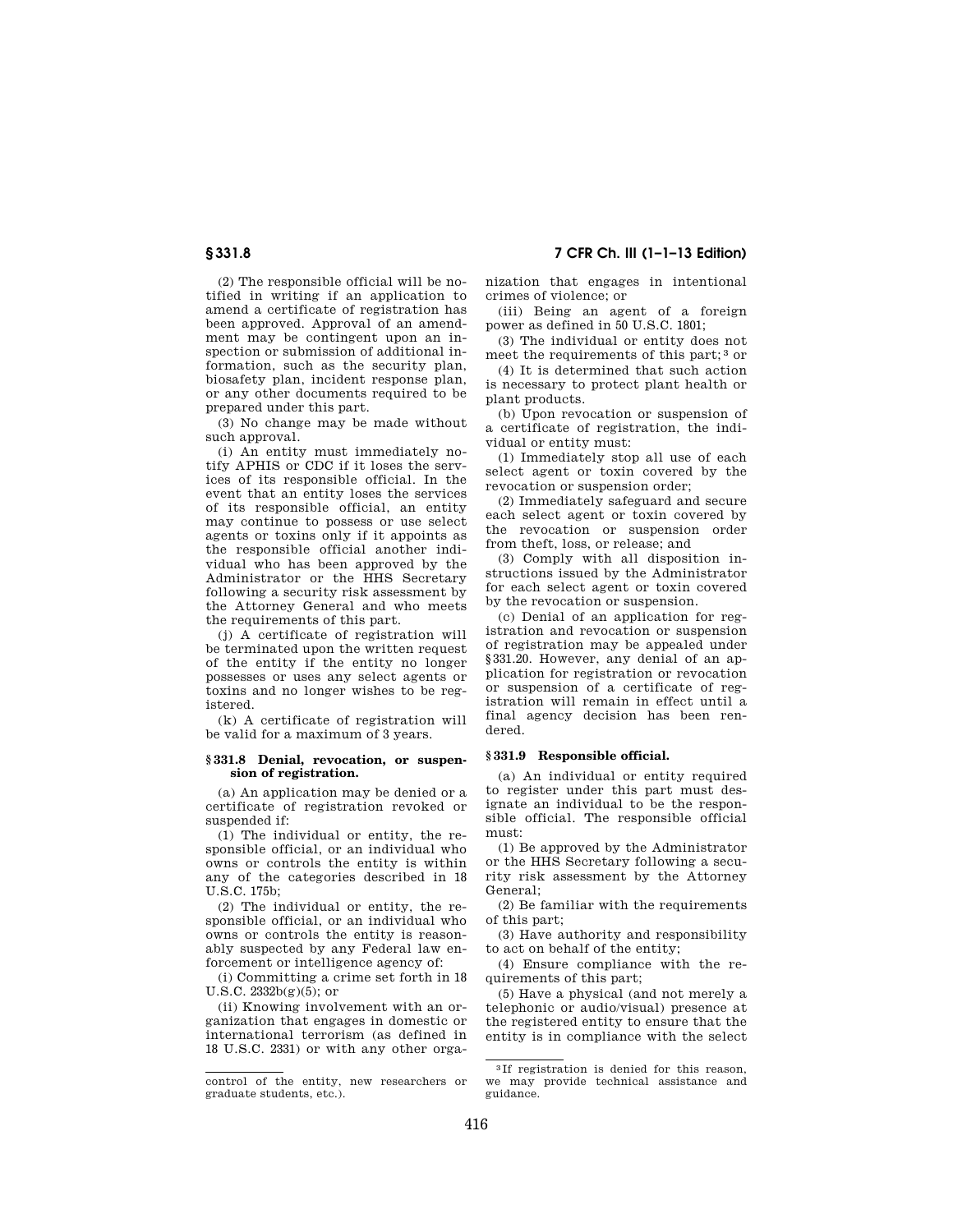(2) The responsible official will be notified in writing if an application to amend a certificate of registration has been approved. Approval of an amendment may be contingent upon an inspection or submission of additional information, such as the security plan, biosafety plan, incident response plan, or any other documents required to be prepared under this part.

(3) No change may be made without such approval.

(i) An entity must immediately notify APHIS or CDC if it loses the services of its responsible official. In the event that an entity loses the services of its responsible official, an entity may continue to possess or use select agents or toxins only if it appoints as the responsible official another individual who has been approved by the Administrator or the HHS Secretary following a security risk assessment by the Attorney General and who meets the requirements of this part.

(j) A certificate of registration will be terminated upon the written request of the entity if the entity no longer possesses or uses any select agents or toxins and no longer wishes to be registered.

(k) A certificate of registration will be valid for a maximum of 3 years.

### § 331.8 Denial, revocation, or suspension of registration.

(a) An application may be denied or a certificate of registration revoked or suspended if:

(1) The individual or entity, the responsible official, or an individual who owns or controls the entity is within any of the categories described in 18 U.S.C. 175b;

(2) The individual or entity, the responsible official, or an individual who owns or controls the entity is reasonably suspected by any Federal law enforcement or intelligence agency of:

(i) Committing a crime set forth in 18 U.S.C. 2332b(g)(5); or

(ii) Knowing involvement with an organization that engages in domestic or international terrorism (as defined in 18 U.S.C. 2331) or with any other organization that engages in intentional crimes of violence; or

(iii) Being an agent of a foreign power as defined in 50 U.S.C. 1801;

(3) The individual or entity does not meet the requirements of this part;[3] or

(4) It is determined that such action is necessary to protect plant health or plant products.

(b) Upon revocation or suspension of a certificate of registration, the individual or entity must:

(1) Immediately stop all use of each select agent or toxin covered by the revocation or suspension order;

(2) Immediately safeguard and secure each select agent or toxin covered by the revocation or suspension order from theft, loss, or release; and

(3) Comply with all disposition instructions issued by the Administrator for each select agent or toxin covered by the revocation or suspension.

(c) Denial of an application for registration and revocation or suspension of registration may be appealed under §331.20. However, any denial of an application for registration or revocation or suspension of a certificate of registration will remain in effect until a final agency decision has been rendered.

### § 331.9 Responsible official.

(a) An individual or entity required to register under this part must designate an individual to be the responsible official. The responsible official must:

(1) Be approved by the Administrator or the HHS Secretary following a security risk assessment by the Attorney General;

(2) Be familiar with the requirements of this part;

(3) Have authority and responsibility to act on behalf of the entity;

(4) Ensure compliance with the requirements of this part;

(5) Have a physical (and not merely a telephonic or audio/visual) presence at the registered entity to ensure that the entity is in compliance with the select

---

control of the entity, new researchers or graduate students, etc.).

[3] If registration is denied for this reason, we may provide technical assistance and guidance.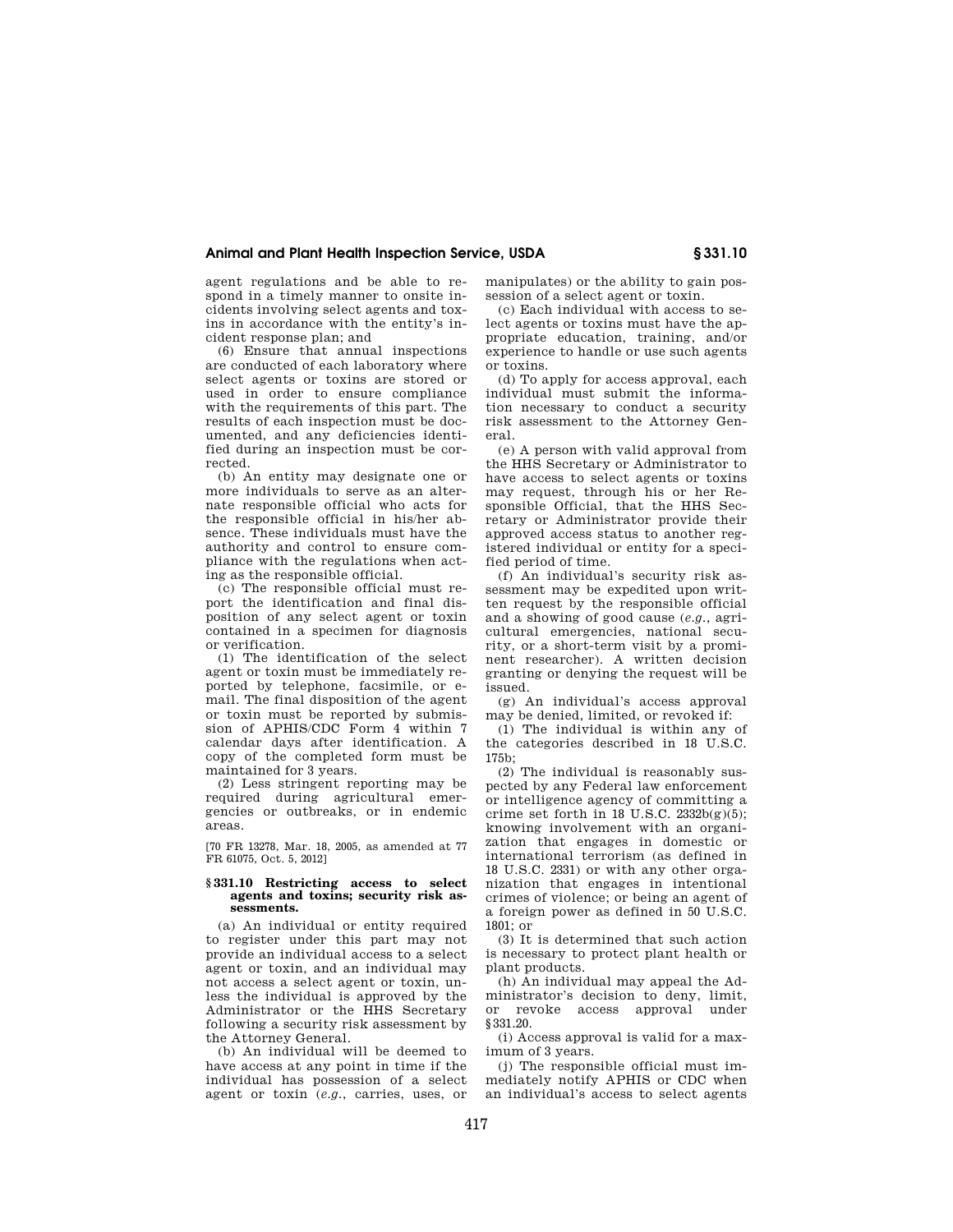agent regulations and be able to respond in a timely manner to onsite incidents involving select agents and toxins in accordance with the entity's incident response plan; and

(6) Ensure that annual inspections are conducted of each laboratory where select agents or toxins are stored or used in order to ensure compliance with the requirements of this part. The results of each inspection must be documented, and any deficiencies identified during an inspection must be corrected.

(b) An entity may designate one or more individuals to serve as an alternate responsible official who acts for the responsible official in his/her absence. These individuals must have the authority and control to ensure compliance with the regulations when acting as the responsible official.

(c) The responsible official must report the identification and final disposition of any select agent or toxin contained in a specimen for diagnosis or verification.

(1) The identification of the select agent or toxin must be immediately reported by telephone, facsimile, or e-mail. The final disposition of the agent or toxin must be reported by submission of APHIS/CDC Form 4 within 7 calendar days after identification. A copy of the completed form must be maintained for 3 years.

(2) Less stringent reporting may be required during agricultural emergencies or outbreaks, or in endemic areas.

[70 FR 13278, Mar. 18, 2005, as amended at 77 FR 61075, Oct. 5, 2012]

### § 331.10 Restricting access to select agents and toxins; security risk assessments.

(a) An individual or entity required to register under this part may not provide an individual access to a select agent or toxin, and an individual may not access a select agent or toxin, unless the individual is approved by the Administrator or the HHS Secretary following a security risk assessment by the Attorney General.

(b) An individual will be deemed to have access at any point in time if the individual has possession of a select agent or toxin (*e.g.*, carries, uses, or manipulates) or the ability to gain possession of a select agent or toxin.

(c) Each individual with access to select agents or toxins must have the appropriate education, training, and/or experience to handle or use such agents or toxins.

(d) To apply for access approval, each individual must submit the information necessary to conduct a security risk assessment to the Attorney General.

(e) A person with valid approval from the HHS Secretary or Administrator to have access to select agents or toxins may request, through his or her Responsible Official, that the HHS Secretary or Administrator provide their approved access status to another registered individual or entity for a specified period of time.

(f) An individual's security risk assessment may be expedited upon written request by the responsible official and a showing of good cause (*e.g.*, agricultural emergencies, national security, or a short-term visit by a prominent researcher). A written decision granting or denying the request will be issued.

(g) An individual's access approval may be denied, limited, or revoked if:

(1) The individual is within any of the categories described in 18 U.S.C. 175b;

(2) The individual is reasonably suspected by any Federal law enforcement or intelligence agency of committing a crime set forth in 18 U.S.C. 2332b(g)(5); knowing involvement with an organization that engages in domestic or international terrorism (as defined in 18 U.S.C. 2331) or with any other organization that engages in intentional crimes of violence; or being an agent of a foreign power as defined in 50 U.S.C. 1801; or

(3) It is determined that such action is necessary to protect plant health or plant products.

(h) An individual may appeal the Administrator's decision to deny, limit, or revoke access approval under §331.20.

(i) Access approval is valid for a maximum of 3 years.

(j) The responsible official must immediately notify APHIS or CDC when an individual's access to select agents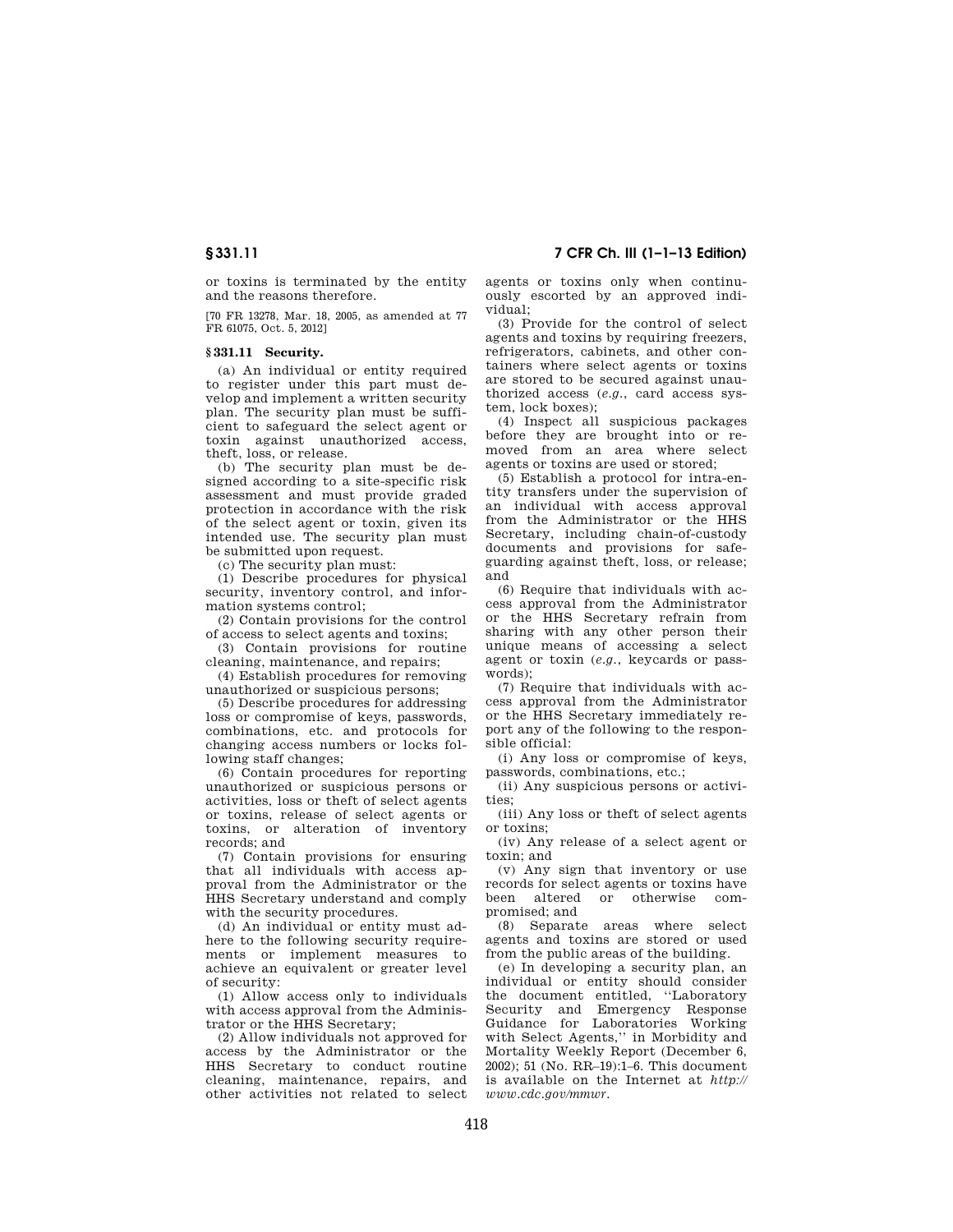or toxins is terminated by the entity and the reasons therefore.

[70 FR 13278, Mar. 18, 2005, as amended at 77 FR 61075, Oct. 5, 2012]

### § 331.11 Security.

(a) An individual or entity required to register under this part must develop and implement a written security plan. The security plan must be sufficient to safeguard the select agent or toxin against unauthorized access, theft, loss, or release.

(b) The security plan must be designed according to a site-specific risk assessment and must provide graded protection in accordance with the risk of the select agent or toxin, given its intended use. The security plan must be submitted upon request.

(c) The security plan must:

(1) Describe procedures for physical security, inventory control, and information systems control;

(2) Contain provisions for the control of access to select agents and toxins;

(3) Contain provisions for routine cleaning, maintenance, and repairs;

(4) Establish procedures for removing unauthorized or suspicious persons;

(5) Describe procedures for addressing loss or compromise of keys, passwords, combinations, etc. and protocols for changing access numbers or locks following staff changes;

(6) Contain procedures for reporting unauthorized or suspicious persons or activities, loss or theft of select agents or toxins, release of select agents or toxins, or alteration of inventory records; and

(7) Contain provisions for ensuring that all individuals with access approval from the Administrator or the HHS Secretary understand and comply with the security procedures.

(d) An individual or entity must adhere to the following security requirements or implement measures to achieve an equivalent or greater level of security:

(1) Allow access only to individuals with access approval from the Administrator or the HHS Secretary;

(2) Allow individuals not approved for access by the Administrator or the HHS Secretary to conduct routine cleaning, maintenance, repairs, and other activities not related to select agents or toxins only when continuously escorted by an approved individual;

(3) Provide for the control of select agents and toxins by requiring freezers, refrigerators, cabinets, and other containers where select agents or toxins are stored to be secured against unauthorized access (*e.g.*, card access system, lock boxes);

(4) Inspect all suspicious packages before they are brought into or removed from an area where select agents or toxins are used or stored;

(5) Establish a protocol for intra-entity transfers under the supervision of an individual with access approval from the Administrator or the HHS Secretary, including chain-of-custody documents and provisions for safeguarding against theft, loss, or release; and

(6) Require that individuals with access approval from the Administrator or the HHS Secretary refrain from sharing with any other person their unique means of accessing a select agent or toxin (*e.g.*, keycards or passwords);

(7) Require that individuals with access approval from the Administrator or the HHS Secretary immediately report any of the following to the responsible official:

(i) Any loss or compromise of keys, passwords, combinations, etc.;

(ii) Any suspicious persons or activities;

(iii) Any loss or theft of select agents or toxins;

(iv) Any release of a select agent or toxin; and

(v) Any sign that inventory or use records for select agents or toxins have been altered or otherwise compromised; and

(8) Separate areas where select agents and toxins are stored or used from the public areas of the building.

(e) In developing a security plan, an individual or entity should consider the document entitled, "Laboratory Security and Emergency Response Guidance for Laboratories Working with Select Agents," in Morbidity and Mortality Weekly Report (December 6, 2002); 51 (No. RR–19):1–6. This document is available on the Internet at *http://www.cdc.gov/mmwr*.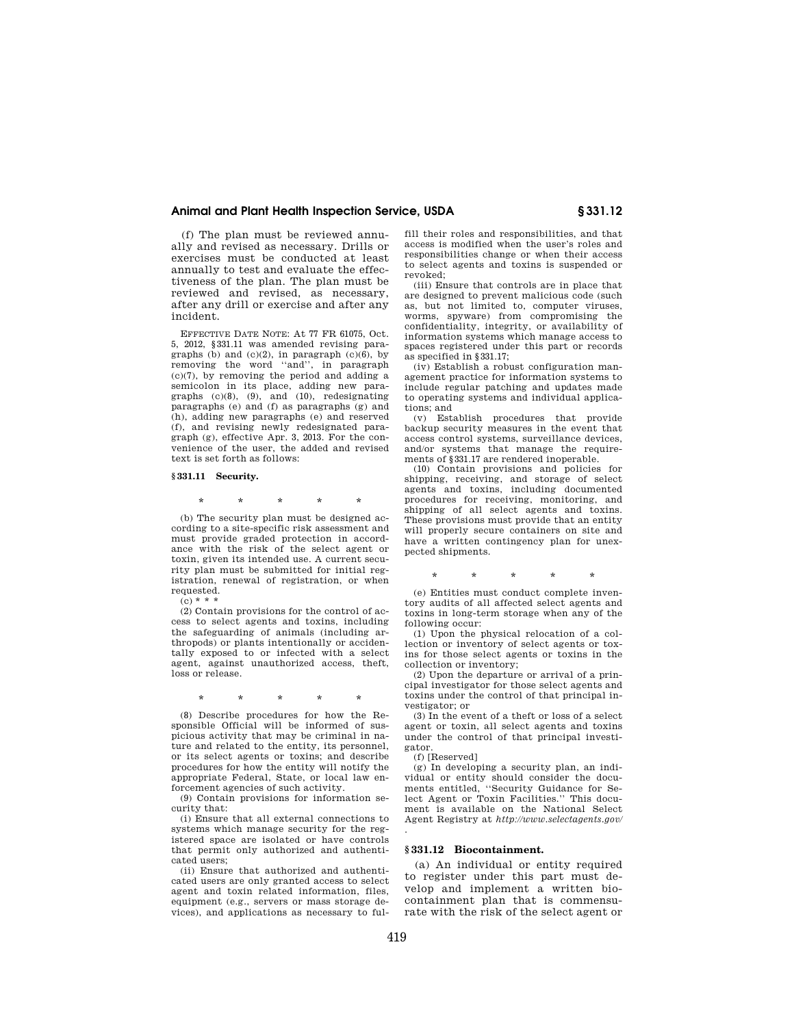(f) The plan must be reviewed annually and revised as necessary. Drills or exercises must be conducted at least annually to test and evaluate the effectiveness of the plan. The plan must be reviewed and revised, as necessary, after any drill or exercise and after any incident.

EFFECTIVE DATE NOTE: At 77 FR 61075, Oct. 5, 2012, §331.11 was amended revising paragraphs (b) and (c)(2), in paragraph (c)(6), by removing the word ''and'', in paragraph (c)(7), by removing the period and adding a semicolon in its place, adding new paragraphs (c)(8), (9), and (10), redesignating paragraphs (e) and (f) as paragraphs (g) and (h), adding new paragraphs (e) and reserved (f), and revising newly redesignated paragraph (g), effective Apr. 3, 2013. For the convenience of the user, the added and revised text is set forth as follows:

**§ 331.11 Security.**

\* \* \* \* \*

(b) The security plan must be designed according to a site-specific risk assessment and must provide graded protection in accordance with the risk of the select agent or toxin, given its intended use. A current security plan must be submitted for initial registration, renewal of registration, or when requested.

(c) \* \* \*

(2) Contain provisions for the control of access to select agents and toxins, including the safeguarding of animals (including arthropods) or plants intentionally or accidentally exposed to or infected with a select agent, against unauthorized access, theft, loss or release.

\* \* \* \* \*

(8) Describe procedures for how the Responsible Official will be informed of suspicious activity that may be criminal in nature and related to the entity, its personnel, or its select agents or toxins; and describe procedures for how the entity will notify the appropriate Federal, State, or local law enforcement agencies of such activity.

(9) Contain provisions for information security that:

(i) Ensure that all external connections to systems which manage security for the registered space are isolated or have controls that permit only authorized and authenticated users;

(ii) Ensure that authorized and authenticated users are only granted access to select agent and toxin related information, files, equipment (e.g., servers or mass storage devices), and applications as necessary to fulfill their roles and responsibilities, and that access is modified when the user's roles and responsibilities change or when their access to select agents and toxins is suspended or revoked;

(iii) Ensure that controls are in place that are designed to prevent malicious code (such as, but not limited to, computer viruses, worms, spyware) from compromising the confidentiality, integrity, or availability of information systems which manage access to spaces registered under this part or records as specified in §331.17;

(iv) Establish a robust configuration management practice for information systems to include regular patching and updates made to operating systems and individual applications; and

(v) Establish procedures that provide backup security measures in the event that access control systems, surveillance devices, and/or systems that manage the requirements of §331.17 are rendered inoperable.

(10) Contain provisions and policies for shipping, receiving, and storage of select agents and toxins, including documented procedures for receiving, monitoring, and shipping of all select agents and toxins. These provisions must provide that an entity will properly secure containers on site and have a written contingency plan for unexpected shipments.

\* \* \* \* \*

(e) Entities must conduct complete inventory audits of all affected select agents and toxins in long-term storage when any of the following occur:

(1) Upon the physical relocation of a collection or inventory of select agents or toxins for those select agents or toxins in the collection or inventory;

(2) Upon the departure or arrival of a principal investigator for those select agents and toxins under the control of that principal investigator; or

(3) In the event of a theft or loss of a select agent or toxin, all select agents and toxins under the control of that principal investigator.

(f) [Reserved]

(g) In developing a security plan, an individual or entity should consider the documents entitled, ''Security Guidance for Select Agent or Toxin Facilities.'' This document is available on the National Select Agent Registry at *http://www.selectagents.gov/*.

## § 331.12 Biocontainment.

(a) An individual or entity required to register under this part must develop and implement a written biocontainment plan that is commensurate with the risk of the select agent or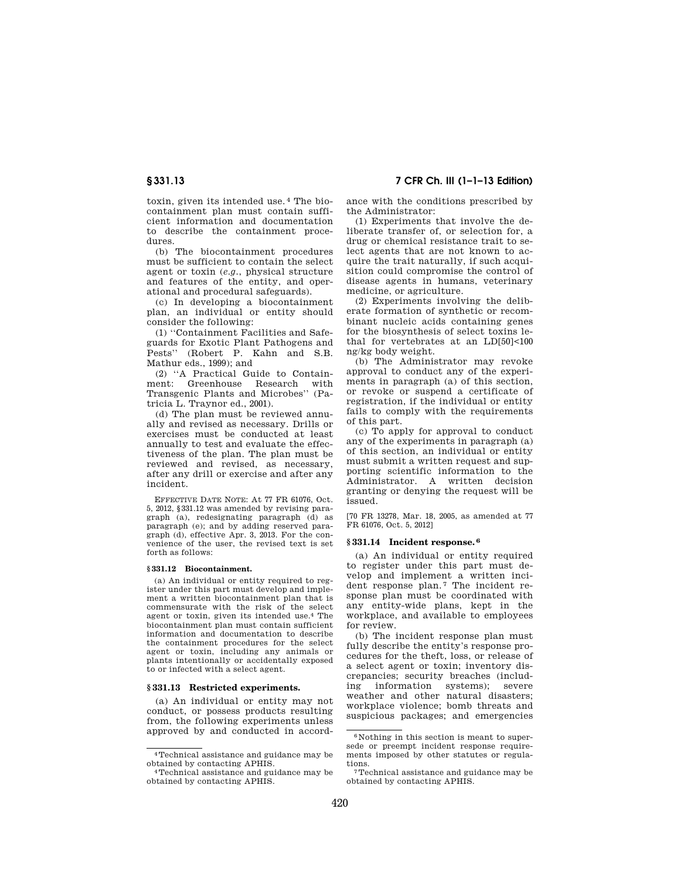toxin, given its intended use.[4] The biocontainment plan must contain sufficient information and documentation to describe the containment procedures.

(b) The biocontainment procedures must be sufficient to contain the select agent or toxin (*e.g.*, physical structure and features of the entity, and operational and procedural safeguards).

(c) In developing a biocontainment plan, an individual or entity should consider the following:

(1) ''Containment Facilities and Safeguards for Exotic Plant Pathogens and Pests'' (Robert P. Kahn and S.B. Mathur eds., 1999); and

(2) ''A Practical Guide to Containment: Greenhouse Research with Transgenic Plants and Microbes'' (Patricia L. Traynor ed., 2001).

(d) The plan must be reviewed annually and revised as necessary. Drills or exercises must be conducted at least annually to test and evaluate the effectiveness of the plan. The plan must be reviewed and revised, as necessary, after any drill or exercise and after any incident.

EFFECTIVE DATE NOTE: At 77 FR 61076, Oct. 5, 2012, §331.12 was amended by revising paragraph (a), redesignating paragraph (d) as paragraph (e); and by adding reserved paragraph (d), effective Apr. 3, 2013. For the convenience of the user, the revised text is set forth as follows:

**§ 331.12 Biocontainment.**

(a) An individual or entity required to register under this part must develop and implement a written biocontainment plan that is commensurate with the risk of the select agent or toxin, given its intended use.[4] The biocontainment plan must contain sufficient information and documentation to describe the containment procedures for the select agent or toxin, including any animals or plants intentionally or accidentally exposed to or infected with a select agent.

## § 331.13 Restricted experiments.

(a) An individual or entity may not conduct, or possess products resulting from, the following experiments unless approved by and conducted in accordance with the conditions prescribed by the Administrator:

(1) Experiments that involve the deliberate transfer of, or selection for, a drug or chemical resistance trait to select agents that are not known to acquire the trait naturally, if such acquisition could compromise the control of disease agents in humans, veterinary medicine, or agriculture.

(2) Experiments involving the deliberate formation of synthetic or recombinant nucleic acids containing genes for the biosynthesis of select toxins lethal for vertebrates at an LD[50]<100 ng/kg body weight.

(b) The Administrator may revoke approval to conduct any of the experiments in paragraph (a) of this section, or revoke or suspend a certificate of registration, if the individual or entity fails to comply with the requirements of this part.

(c) To apply for approval to conduct any of the experiments in paragraph (a) of this section, an individual or entity must submit a written request and supporting scientific information to the Administrator. A written decision granting or denying the request will be issued.

[70 FR 13278, Mar. 18, 2005, as amended at 77 FR 61076, Oct. 5, 2012]

## § 331.14 Incident response.[6]

(a) An individual or entity required to register under this part must develop and implement a written incident response plan.[7] The incident response plan must be coordinated with any entity-wide plans, kept in the workplace, and available to employees for review.

(b) The incident response plan must fully describe the entity's response procedures for the theft, loss, or release of a select agent or toxin; inventory discrepancies; security breaches (including information systems); severe weather and other natural disasters; workplace violence; bomb threats and suspicious packages; and emergencies

---

[4] Technical assistance and guidance may be obtained by contacting APHIS.

[4] Technical assistance and guidance may be obtained by contacting APHIS.

[6] Nothing in this section is meant to supersede or preempt incident response requirements imposed by other statutes or regulations.

[7] Technical assistance and guidance may be obtained by contacting APHIS.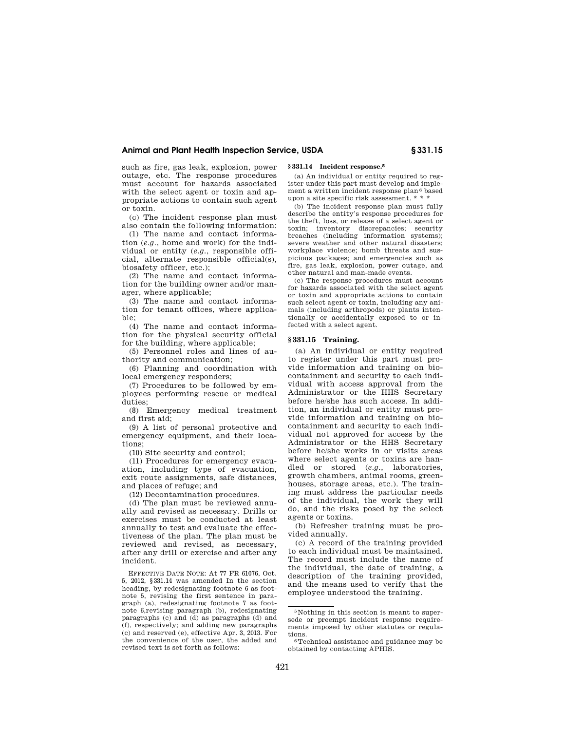such as fire, gas leak, explosion, power outage, etc. The response procedures must account for hazards associated with the select agent or toxin and appropriate actions to contain such agent or toxin.

(c) The incident response plan must also contain the following information:

(1) The name and contact information (*e.g.*, home and work) for the individual or entity (*e.g.*, responsible official, alternate responsible official(s), biosafety officer, etc.);

(2) The name and contact information for the building owner and/or manager, where applicable;

(3) The name and contact information for tenant offices, where applicable;

(4) The name and contact information for the physical security official for the building, where applicable;

(5) Personnel roles and lines of authority and communication;

(6) Planning and coordination with local emergency responders;

(7) Procedures to be followed by employees performing rescue or medical duties;

(8) Emergency medical treatment and first aid;

(9) A list of personal protective and emergency equipment, and their locations;

(10) Site security and control;

(11) Procedures for emergency evacuation, including type of evacuation, exit route assignments, safe distances, and places of refuge; and

(12) Decontamination procedures.

(d) The plan must be reviewed annually and revised as necessary. Drills or exercises must be conducted at least annually to test and evaluate the effectiveness of the plan. The plan must be reviewed and revised, as necessary, after any drill or exercise and after any incident.

EFFECTIVE DATE NOTE: At 77 FR 61076, Oct. 5, 2012, §331.14 was amended In the section heading, by redesignating footnote 6 as footnote 5, revising the first sentence in paragraph (a), redesignating footnote 7 as footnote 6,revising paragraph (b), redesignating paragraphs (c) and (d) as paragraphs (d) and (f), respectively; and adding new paragraphs (c) and reserved (e), effective Apr. 3, 2013. For the convenience of the user, the added and revised text is set forth as follows:

**§ 331.14 Incident response.**[5]

(a) An individual or entity required to register under this part must develop and implement a written incident response plan[6] based upon a site specific risk assessment. * * *

(b) The incident response plan must fully describe the entity's response procedures for the theft, loss, or release of a select agent or toxin; inventory discrepancies; security breaches (including information systems); severe weather and other natural disasters; workplace violence; bomb threats and suspicious packages; and emergencies such as fire, gas leak, explosion, power outage, and other natural and man-made events.

(c) The response procedures must account for hazards associated with the select agent or toxin and appropriate actions to contain such select agent or toxin, including any animals (including arthropods) or plants intentionally or accidentally exposed to or infected with a select agent.

## § 331.15 Training.

(a) An individual or entity required to register under this part must provide information and training on biocontainment and security to each individual with access approval from the Administrator or the HHS Secretary before he/she has such access. In addition, an individual or entity must provide information and training on biocontainment and security to each individual not approved for access by the Administrator or the HHS Secretary before he/she works in or visits areas where select agents or toxins are handled or stored (*e.g.*, laboratories, growth chambers, animal rooms, greenhouses, storage areas, etc.). The training must address the particular needs of the individual, the work they will do, and the risks posed by the select agents or toxins.

(b) Refresher training must be provided annually.

(c) A record of the training provided to each individual must be maintained. The record must include the name of the individual, the date of training, a description of the training provided, and the means used to verify that the employee understood the training.

---

[5] Nothing in this section is meant to supersede or preempt incident response requirements imposed by other statutes or regulations.

[6] Technical assistance and guidance may be obtained by contacting APHIS.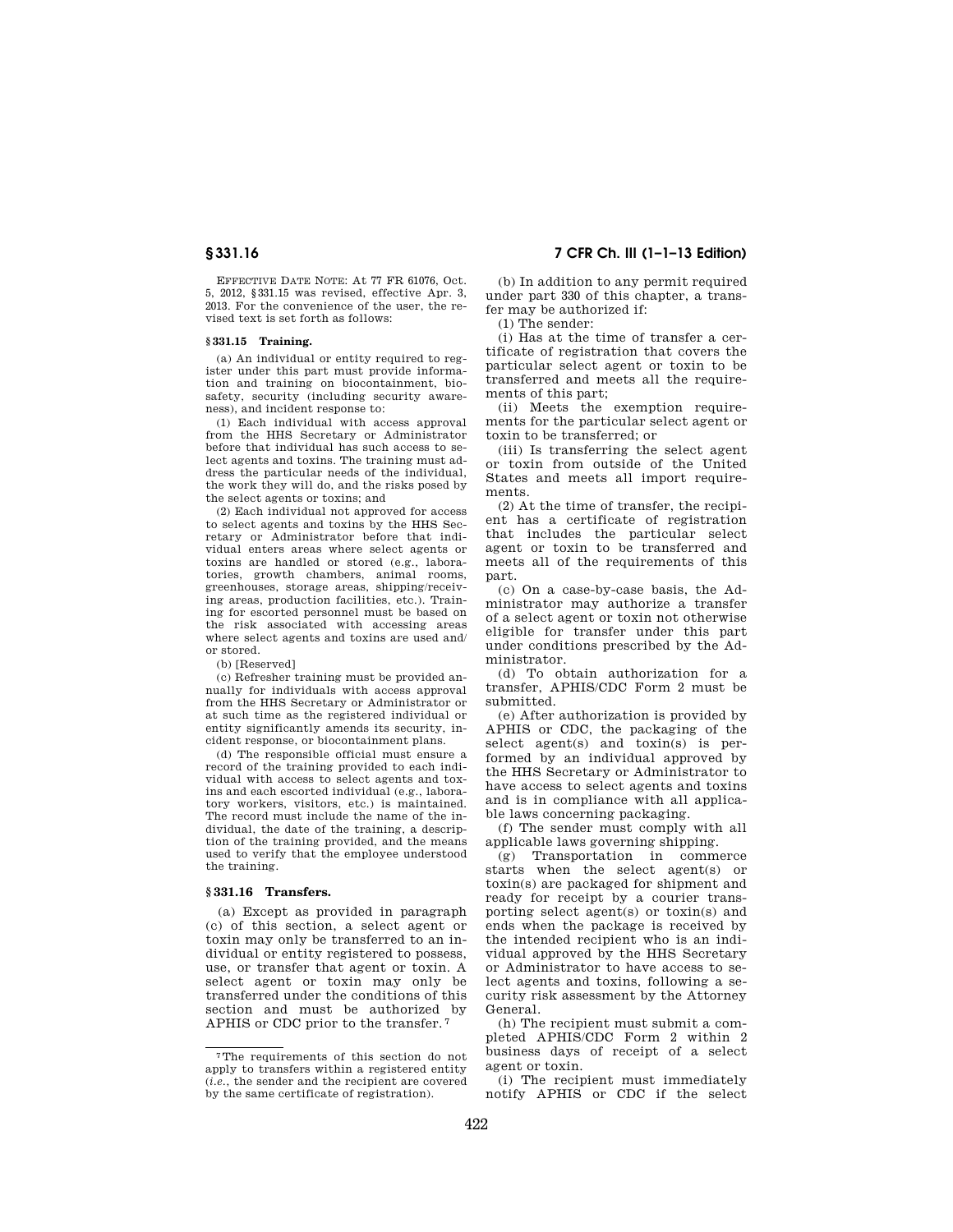EFFECTIVE DATE NOTE: At 77 FR 61076, Oct. 5, 2012, §331.15 was revised, effective Apr. 3, 2013. For the convenience of the user, the revised text is set forth as follows:

**§ 331.15 Training.**

(a) An individual or entity required to register under this part must provide information and training on biocontainment, biosafety, security (including security awareness), and incident response to:

(1) Each individual with access approval from the HHS Secretary or Administrator before that individual has such access to select agents and toxins. The training must address the particular needs of the individual, the work they will do, and the risks posed by the select agents or toxins; and

(2) Each individual not approved for access to select agents and toxins by the HHS Secretary or Administrator before that individual enters areas where select agents or toxins are handled or stored (e.g., laboratories, growth chambers, animal rooms, greenhouses, storage areas, shipping/receiving areas, production facilities, etc.). Training for escorted personnel must be based on the risk associated with accessing areas where select agents and toxins are used and/or stored.

(b) [Reserved]

(c) Refresher training must be provided annually for individuals with access approval from the HHS Secretary or Administrator or at such time as the registered individual or entity significantly amends its security, incident response, or biocontainment plans.

(d) The responsible official must ensure a record of the training provided to each individual with access to select agents and toxins and each escorted individual (e.g., laboratory workers, visitors, etc.) is maintained. The record must include the name of the individual, the date of the training, a description of the training provided, and the means used to verify that the employee understood the training.

## § 331.16 Transfers.

(a) Except as provided in paragraph (c) of this section, a select agent or toxin may only be transferred to an individual or entity registered to possess, use, or transfer that agent or toxin. A select agent or toxin may only be transferred under the conditions of this section and must be authorized by APHIS or CDC prior to the transfer.[7]

(b) In addition to any permit required under part 330 of this chapter, a transfer may be authorized if:

(1) The sender:

(i) Has at the time of transfer a certificate of registration that covers the particular select agent or toxin to be transferred and meets all the requirements of this part;

(ii) Meets the exemption requirements for the particular select agent or toxin to be transferred; or

(iii) Is transferring the select agent or toxin from outside of the United States and meets all import requirements.

(2) At the time of transfer, the recipient has a certificate of registration that includes the particular select agent or toxin to be transferred and meets all of the requirements of this part.

(c) On a case-by-case basis, the Administrator may authorize a transfer of a select agent or toxin not otherwise eligible for transfer under this part under conditions prescribed by the Administrator.

(d) To obtain authorization for a transfer, APHIS/CDC Form 2 must be submitted.

(e) After authorization is provided by APHIS or CDC, the packaging of the select agent(s) and toxin(s) is performed by an individual approved by the HHS Secretary or Administrator to have access to select agents and toxins and is in compliance with all applicable laws concerning packaging.

(f) The sender must comply with all applicable laws governing shipping.

(g) Transportation in commerce starts when the select agent(s) or toxin(s) are packaged for shipment and ready for receipt by a courier transporting select agent(s) or toxin(s) and ends when the package is received by the intended recipient who is an individual approved by the HHS Secretary or Administrator to have access to select agents and toxins, following a security risk assessment by the Attorney General.

(h) The recipient must submit a completed APHIS/CDC Form 2 within 2 business days of receipt of a select agent or toxin.

(i) The recipient must immediately notify APHIS or CDC if the select

---

[7] The requirements of this section do not apply to transfers within a registered entity (*i.e.*, the sender and the recipient are covered by the same certificate of registration).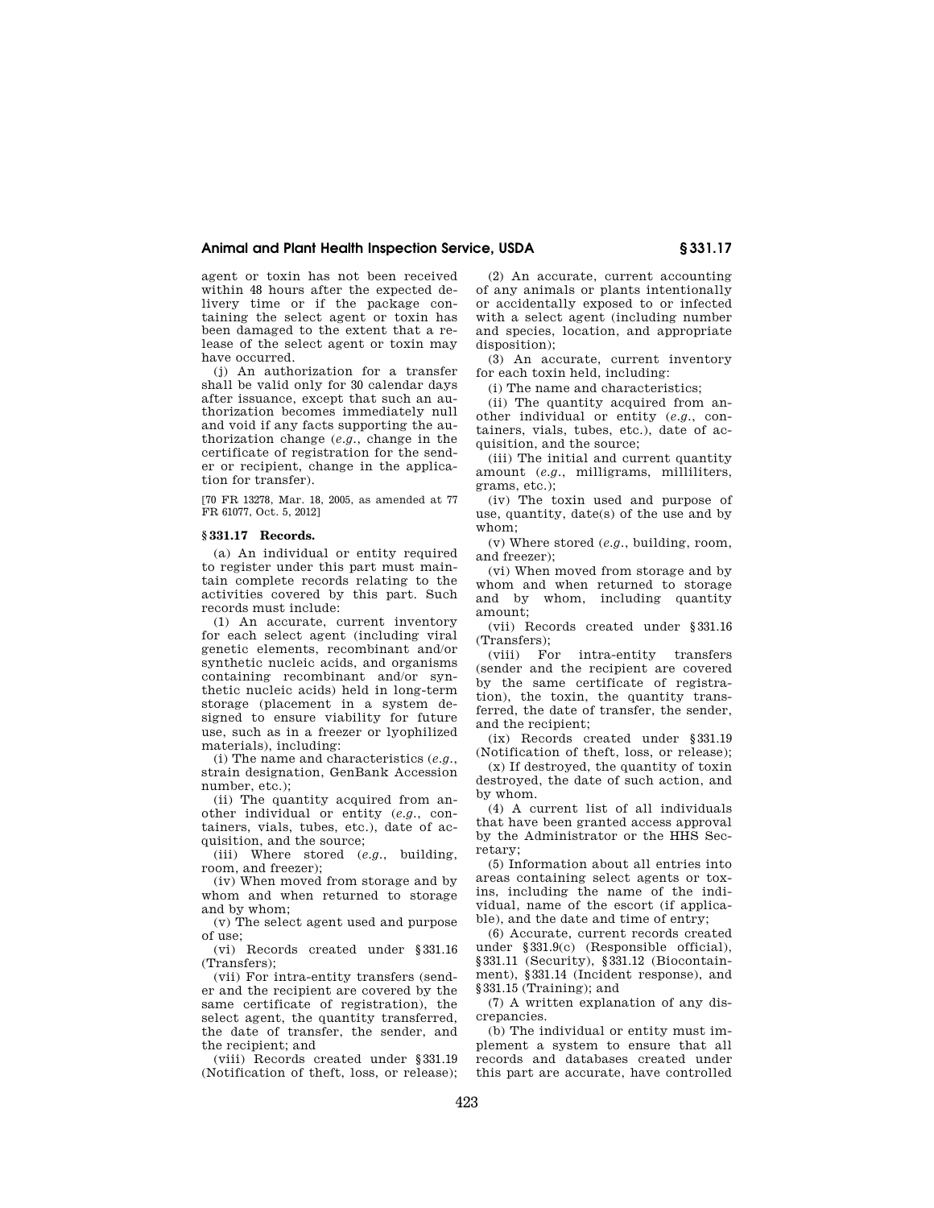agent or toxin has not been received within 48 hours after the expected delivery time or if the package containing the select agent or toxin has been damaged to the extent that a release of the select agent or toxin may have occurred.

(j) An authorization for a transfer shall be valid only for 30 calendar days after issuance, except that such an authorization becomes immediately null and void if any facts supporting the authorization change (*e.g.*, change in the certificate of registration for the sender or recipient, change in the application for transfer).

[70 FR 13278, Mar. 18, 2005, as amended at 77 FR 61077, Oct. 5, 2012]

## § 331.17 Records.

(a) An individual or entity required to register under this part must maintain complete records relating to the activities covered by this part. Such records must include:

(1) An accurate, current inventory for each select agent (including viral genetic elements, recombinant and/or synthetic nucleic acids, and organisms containing recombinant and/or synthetic nucleic acids) held in long-term storage (placement in a system designed to ensure viability for future use, such as in a freezer or lyophilized materials), including:

(i) The name and characteristics (*e.g.*, strain designation, GenBank Accession number, etc.);

(ii) The quantity acquired from another individual or entity (*e.g.*, containers, vials, tubes, etc.), date of acquisition, and the source;

(iii) Where stored (*e.g.*, building, room, and freezer);

(iv) When moved from storage and by whom and when returned to storage and by whom;

(v) The select agent used and purpose of use;

(vi) Records created under § 331.16 (Transfers);

(vii) For intra-entity transfers (sender and the recipient are covered by the same certificate of registration), the select agent, the quantity transferred, the date of transfer, the sender, and the recipient; and

(viii) Records created under § 331.19 (Notification of theft, loss, or release);

(2) An accurate, current accounting of any animals or plants intentionally or accidentally exposed to or infected with a select agent (including number and species, location, and appropriate disposition);

(3) An accurate, current inventory for each toxin held, including:

(i) The name and characteristics;

(ii) The quantity acquired from another individual or entity (*e.g.*, containers, vials, tubes, etc.), date of acquisition, and the source;

(iii) The initial and current quantity amount (*e.g.*, milligrams, milliliters, grams, etc.);

(iv) The toxin used and purpose of use, quantity, date(s) of the use and by whom;

(v) Where stored (*e.g.*, building, room, and freezer);

(vi) When moved from storage and by whom and when returned to storage and by whom, including quantity amount;

(vii) Records created under § 331.16 (Transfers);

(viii) For intra-entity transfers (sender and the recipient are covered by the same certificate of registration), the toxin, the quantity transferred, the date of transfer, the sender, and the recipient;

(ix) Records created under § 331.19 (Notification of theft, loss, or release);

(x) If destroyed, the quantity of toxin destroyed, the date of such action, and by whom.

(4) A current list of all individuals that have been granted access approval by the Administrator or the HHS Secretary;

(5) Information about all entries into areas containing select agents or toxins, including the name of the individual, name of the escort (if applicable), and the date and time of entry;

(6) Accurate, current records created under § 331.9(c) (Responsible official), § 331.11 (Security), § 331.12 (Biocontainment), § 331.14 (Incident response), and § 331.15 (Training); and

(7) A written explanation of any discrepancies.

(b) The individual or entity must implement a system to ensure that all records and databases created under this part are accurate, have controlled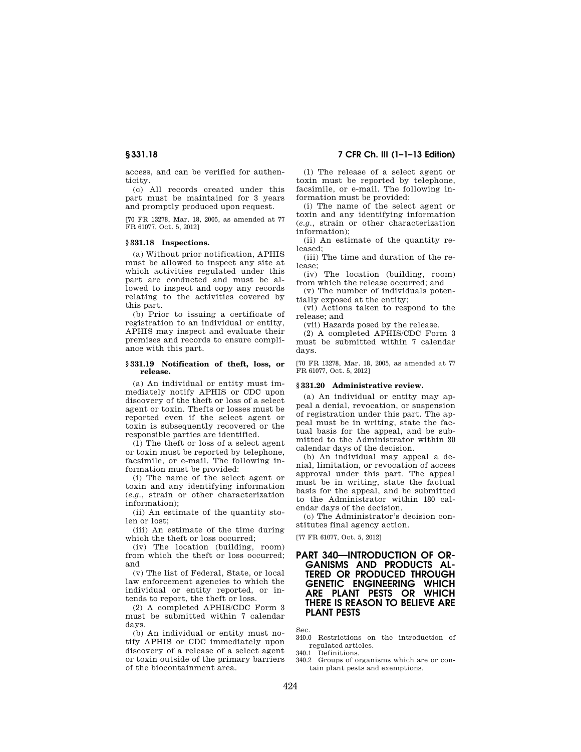access, and can be verified for authenticity.

(c) All records created under this part must be maintained for 3 years and promptly produced upon request.

[70 FR 13278, Mar. 18, 2005, as amended at 77 FR 61077, Oct. 5, 2012]

### § 331.18 Inspections.

(a) Without prior notification, APHIS must be allowed to inspect any site at which activities regulated under this part are conducted and must be allowed to inspect and copy any records relating to the activities covered by this part.

(b) Prior to issuing a certificate of registration to an individual or entity, APHIS may inspect and evaluate their premises and records to ensure compliance with this part.

### § 331.19 Notification of theft, loss, or release.

(a) An individual or entity must immediately notify APHIS or CDC upon discovery of the theft or loss of a select agent or toxin. Thefts or losses must be reported even if the select agent or toxin is subsequently recovered or the responsible parties are identified.

(1) The theft or loss of a select agent or toxin must be reported by telephone, facsimile, or e-mail. The following information must be provided:

(i) The name of the select agent or toxin and any identifying information (*e.g.*, strain or other characterization information);

(ii) An estimate of the quantity stolen or lost;

(iii) An estimate of the time during which the theft or loss occurred;

(iv) The location (building, room) from which the theft or loss occurred; and

(v) The list of Federal, State, or local law enforcement agencies to which the individual or entity reported, or intends to report, the theft or loss.

(2) A completed APHIS/CDC Form 3 must be submitted within 7 calendar days.

(b) An individual or entity must notify APHIS or CDC immediately upon discovery of a release of a select agent or toxin outside of the primary barriers of the biocontainment area.

(1) The release of a select agent or toxin must be reported by telephone, facsimile, or e-mail. The following information must be provided:

(i) The name of the select agent or toxin and any identifying information (*e.g.*, strain or other characterization information);

(ii) An estimate of the quantity released;

(iii) The time and duration of the release;

(iv) The location (building, room) from which the release occurred; and

(v) The number of individuals potentially exposed at the entity;

(vi) Actions taken to respond to the release; and

(vii) Hazards posed by the release.

(2) A completed APHIS/CDC Form 3 must be submitted within 7 calendar days.

[70 FR 13278, Mar. 18, 2005, as amended at 77 FR 61077, Oct. 5, 2012]

### § 331.20 Administrative review.

(a) An individual or entity may appeal a denial, revocation, or suspension of registration under this part. The appeal must be in writing, state the factual basis for the appeal, and be submitted to the Administrator within 30 calendar days of the decision.

(b) An individual may appeal a denial, limitation, or revocation of access approval under this part. The appeal must be in writing, state the factual basis for the appeal, and be submitted to the Administrator within 180 calendar days of the decision.

(c) The Administrator's decision constitutes final agency action.

[77 FR 61077, Oct. 5, 2012]

## PART 340—INTRODUCTION OF ORGANISMS AND PRODUCTS ALTERED OR PRODUCED THROUGH GENETIC ENGINEERING WHICH ARE PLANT PESTS OR WHICH THERE IS REASON TO BELIEVE ARE PLANT PESTS

Sec.

340.0 Restrictions on the introduction of regulated articles.

340.1 Definitions.

340.2 Groups of organisms which are or contain plant pests and exemptions.